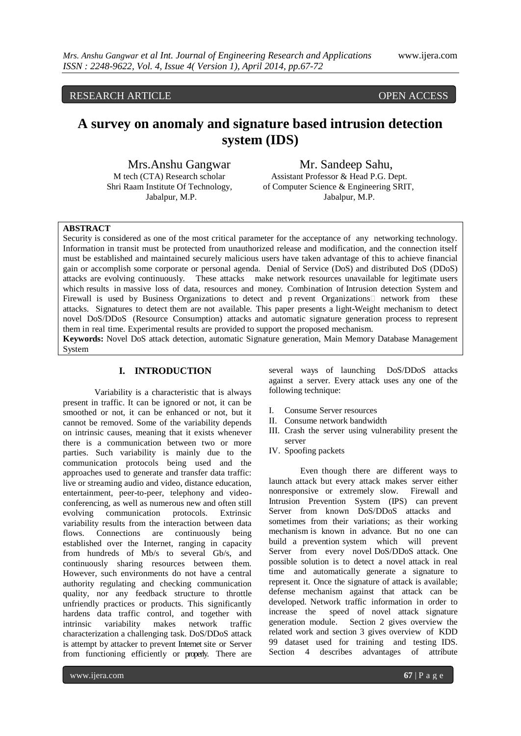RESEARCH ARTICLE OPEN ACCESS

# A survey on anomaly and signature based intrusion detection system (IDS)

**Mrs.Anshu Gangwar**
M tech (CTA) Research scholar
Shri Raam Institute Of Technology,
Jabalpur, M.P.

**Mr. Sandeep Sahu,**
Assistant Professor & Head P.G. Dept.
of Computer Science & Engineering SRIT,
Jabalpur, M.P.

**ABSTRACT**

Security is considered as one of the most critical parameter for the acceptance of any networking technology. Information in transit must be protected from unauthorized release and modification, and the connection itself must be established and maintained securely malicious users have taken advantage of this to achieve financial gain or accomplish some corporate or personal agenda. Denial of Service (DoS) and distributed DoS (DDoS) attacks are evolving continuously. These attacks make network resources unavailable for legitimate users which results in massive loss of data, resources and money. Combination of Intrusion detection System and Firewall is used by Business Organizations to detect and p revent Organizations network from these attacks. Signatures to detect them are not available. This paper presents a light-Weight mechanism to detect novel DoS/DDoS (Resource Consumption) attacks and automatic signature generation process to represent them in real time. Experimental results are provided to support the proposed mechanism.

**Keywords:** Novel DoS attack detection, automatic Signature generation, Main Memory Database Management System

## I. INTRODUCTION

Variability is a characteristic that is always present in traffic. It can be ignored or not, it can be smoothed or not, it can be enhanced or not, but it cannot be removed. Some of the variability depends on intrinsic causes, meaning that it exists whenever there is a communication between two or more parties. Such variability is mainly due to the communication protocols being used and the approaches used to generate and transfer data traffic: live or streaming audio and video, distance education, entertainment, peer-to-peer, telephony and video-conferencing, as well as numerous new and often still evolving communication protocols. Extrinsic variability results from the interaction between data flows. Connections are continuously being established over the Internet, ranging in capacity from hundreds of Mb/s to several Gb/s, and continuously sharing resources between them. However, such environments do not have a central authority regulating and checking communication quality, nor any feedback structure to throttle unfriendly practices or products. This significantly hardens data traffic control, and together with intrinsic variability makes network traffic characterization a challenging task. DoS/DDoS attack is attempt by attacker to prevent Internet site or Server from functioning efficiently or properly. There are several ways of launching DoS/DDoS attacks against a server. Every attack uses any one of the following technique:

I. Consume Server resources
II. Consume network bandwidth
III. Crash the server using vulnerability present the server
IV. Spoofing packets

Even though there are different ways to launch attack but every attack makes server either nonresponsive or extremely slow. Firewall and Intrusion Prevention System (IPS) can prevent Server from known DoS/DDoS attacks and sometimes from their variations; as their working mechanism is known in advance. But no one can build a prevention system which will prevent Server from every novel DoS/DDoS attack. One possible solution is to detect a novel attack in real time and automatically generate a signature to represent it. Once the signature of attack is available; defense mechanism against that attack can be developed. Network traffic information in order to increase the speed of novel attack signature generation module. Section 2 gives overview the related work and section 3 gives overview of KDD 99 dataset used for training and testing IDS. Section 4 describes advantages of attribute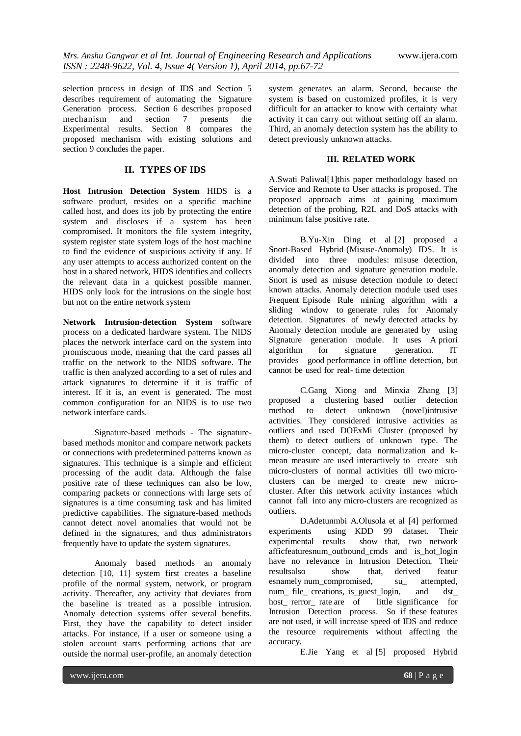selection process in design of IDS and Section 5 describes requirement of automating the Signature Generation process. Section 6 describes proposed mechanism and section 7 presents the Experimental results. Section 8 compares the proposed mechanism with existing solutions and section 9 concludes the paper.

## II. TYPES OF IDS

**Host Intrusion Detection System** HIDS is a software product, resides on a specific machine called host, and does its job by protecting the entire system and discloses if a system has been compromised. It monitors the file system integrity, system register state system logs of the host machine to find the evidence of suspicious activity if any. If any user attempts to access authorized content on the host in a shared network, HIDS identifies and collects the relevant data in a quickest possible manner. HIDS only look for the intrusions on the single host but not on the entire network system

**Network Intrusion-detection System** software process on a dedicated hardware system. The NIDS places the network interface card on the system into promiscuous mode, meaning that the card passes all traffic on the network to the NIDS software. The traffic is then analyzed according to a set of rules and attack signatures to determine if it is traffic of interest. If it is, an event is generated. The most common configuration for an NIDS is to use two network interface cards.

Signature-based methods - The signature-based methods monitor and compare network packets or connections with predetermined patterns known as signatures. This technique is a simple and efficient processing of the audit data. Although the false positive rate of these techniques can also be low, comparing packets or connections with large sets of signatures is a time consuming task and has limited predictive capabilities. The signature-based methods cannot detect novel anomalies that would not be defined in the signatures, and thus administrators frequently have to update the system signatures.

Anomaly based methods an anomaly detection [10, 11] system first creates a baseline profile of the normal system, network, or program activity. Thereafter, any activity that deviates from the baseline is treated as a possible intrusion. Anomaly detection systems offer several benefits. First, they have the capability to detect insider attacks. For instance, if a user or someone using a stolen account starts performing actions that are outside the normal user-profile, an anomaly detection system generates an alarm. Second, because the system is based on customized profiles, it is very difficult for an attacker to know with certainty what activity it can carry out without setting off an alarm. Third, an anomaly detection system has the ability to detect previously unknown attacks.

## III. RELATED WORK

A.Swati Paliwal[1]this paper methodology based on Service and Remote to User attacks is proposed. The proposed approach aims at gaining maximum detection of the probing, R2L and DoS attacks with minimum false positive rate.

B.Yu-Xin Ding et al [2] proposed a Snort-Based Hybrid (Misuse-Anomaly) IDS. It is divided into three modules: misuse detection, anomaly detection and signature generation module. Snort is used as misuse detection module to detect known attacks. Anomaly detection module used uses Frequent Episode Rule mining algorithm with a sliding window to generate rules for Anomaly detection. Signatures of newly detected attacks by Anomaly detection module are generated by using Signature generation module. It uses A priori algorithm for signature generation. IT provides good performance in offline detection, but cannot be used for real- time detection

C.Gang Xiong and Minxia Zhang [3] proposed a clustering based outlier detection method to detect unknown (novel)intrusive activities. They considered intrusive activities as outliers and used DOExMi Cluster (proposed by them) to detect outliers of unknown type. The micro-cluster concept, data normalization and k-mean measure are used interactively to create sub micro-clusters of normal activities till two micro-clusters can be merged to create new micro-cluster. After this network activity instances which cannot fall into any micro-clusters are recognized as outliers.

D.Adetunmbi A.Olusola et al [4] performed experiments using KDD 99 dataset. Their experimental results show that, two network afficfeaturesnum_outbound_cmds and is_hot_login have no relevance in Intrusion Detection. Their resultsalso show that, derived featur esnamely num_compromised, su_ attempted, num_ file_ creations, is_guest_login, and dst_ host_ rerror_ rate are of little significance for Intrusion Detection process. So if these features are not used, it will increase speed of IDS and reduce the resource requirements without affecting the accuracy.

E.Jie Yang et al [5] proposed Hybrid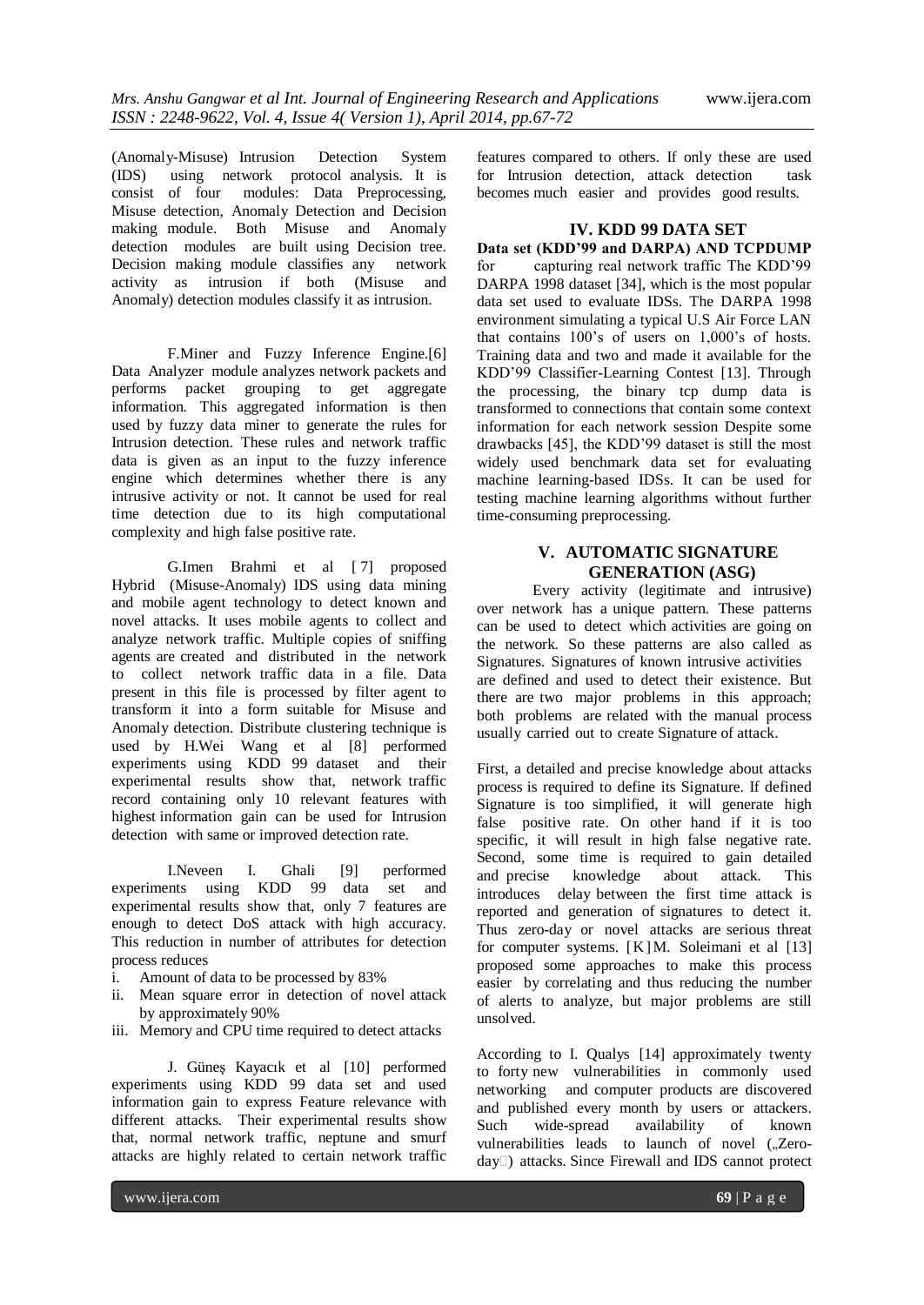(Anomaly-Misuse) Intrusion Detection System (IDS) using network protocol analysis. It is consist of four modules: Data Preprocessing, Misuse detection, Anomaly Detection and Decision making module. Both Misuse and Anomaly detection modules are built using Decision tree. Decision making module classifies any network activity as intrusion if both (Misuse and Anomaly) detection modules classify it as intrusion.

F.Miner and Fuzzy Inference Engine.[6] Data Analyzer module analyzes network packets and performs packet grouping to get aggregate information. This aggregated information is then used by fuzzy data miner to generate the rules for Intrusion detection. These rules and network traffic data is given as an input to the fuzzy inference engine which determines whether there is any intrusive activity or not. It cannot be used for real time detection due to its high computational complexity and high false positive rate.

G.Imen Brahmi et al [ 7] proposed Hybrid (Misuse-Anomaly) IDS using data mining and mobile agent technology to detect known and novel attacks. It uses mobile agents to collect and analyze network traffic. Multiple copies of sniffing agents are created and distributed in the network to collect network traffic data in a file. Data present in this file is processed by filter agent to transform it into a form suitable for Misuse and Anomaly detection. Distribute clustering technique is used by H.Wei Wang et al [8] performed experiments using KDD 99 dataset and their experimental results show that, network traffic record containing only 10 relevant features with highest information gain can be used for Intrusion detection with same or improved detection rate.

I.Neveen I. Ghali [9] performed experiments using KDD 99 data set and experimental results show that, only 7 features are enough to detect DoS attack with high accuracy. This reduction in number of attributes for detection process reduces

i. Amount of data to be processed by 83%
ii. Mean square error in detection of novel attack by approximately 90%
iii. Memory and CPU time required to detect attacks

J. Güneş Kayacık et al [10] performed experiments using KDD 99 data set and used information gain to express Feature relevance with different attacks. Their experimental results show that, normal network traffic, neptune and smurf attacks are highly related to certain network traffic features compared to others. If only these are used for Intrusion detection, attack detection task becomes much easier and provides good results.

## IV. KDD 99 DATA SET

**Data set (KDD'99 and DARPA) AND TCPDUMP** for capturing real network traffic The KDD'99 DARPA 1998 dataset [34], which is the most popular data set used to evaluate IDSs. The DARPA 1998 environment simulating a typical U.S Air Force LAN that contains 100's of users on 1,000's of hosts. Training data and two and made it available for the KDD'99 Classifier-Learning Contest [13]. Through the processing, the binary tcp dump data is transformed to connections that contain some context information for each network session Despite some drawbacks [45], the KDD'99 dataset is still the most widely used benchmark data set for evaluating machine learning-based IDSs. It can be used for testing machine learning algorithms without further time-consuming preprocessing.

## V. AUTOMATIC SIGNATURE GENERATION (ASG)

Every activity (legitimate and intrusive) over network has a unique pattern. These patterns can be used to detect which activities are going on the network. So these patterns are also called as Signatures. Signatures of known intrusive activities are defined and used to detect their existence. But there are two major problems in this approach; both problems are related with the manual process usually carried out to create Signature of attack.

First, a detailed and precise knowledge about attacks process is required to define its Signature. If defined Signature is too simplified, it will generate high false positive rate. On other hand if it is too specific, it will result in high false negative rate. Second, some time is required to gain detailed and precise knowledge about attack. This introduces delay between the first time attack is reported and generation of signatures to detect it. Thus zero-day or novel attacks are serious threat for computer systems. [K]M. Soleimani et al [13] proposed some approaches to make this process easier by correlating and thus reducing the number of alerts to analyze, but major problems are still unsolved.

According to I. Qualys [14] approximately twenty to forty new vulnerabilities in commonly used networking and computer products are discovered and published every month by users or attackers. Such wide-spread availability of known vulnerabilities leads to launch of novel („Zero-day") attacks. Since Firewall and IDS cannot protect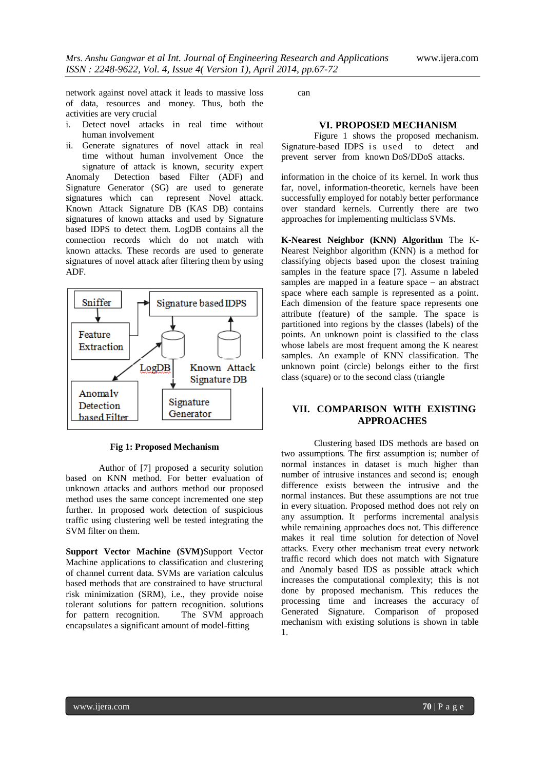network against novel attack it leads to massive loss of data, resources and money. Thus, both the activities are very crucial

i. Detect novel attacks in real time without human involvement
ii. Generate signatures of novel attack in real time without human involvement Once the signature of attack is known, security expert

can

## VI. PROPOSED MECHANISM

Figure 1 shows the proposed mechanism. Signature-based IDPS is used to detect and prevent server from known DoS/DDoS attacks. Anomaly Detection based Filter (ADF) and Signature Generator (SG) are used to generate signatures which can represent Novel attack. Known Attack Signature DB (KAS DB) contains signatures of known attacks and used by Signature based IDPS to detect them. LogDB contains all the connection records which do not match with known attacks. These records are used to generate signatures of novel attack after filtering them by using ADF.

**Fig 1: Proposed Mechanism**

Author of [7] proposed a security solution based on KNN method. For better evaluation of unknown attacks and authors method our proposed method uses the same concept incremented one step further. In proposed work detection of suspicious traffic using clustering well be tested integrating the SVM filter on them.

**Support Vector Machine (SVM)**Support Vector Machine applications to classification and clustering of channel current data. SVMs are variation calculus based methods that are constrained to have structural risk minimization (SRM), i.e., they provide noise tolerant solutions for pattern recognition. solutions for pattern recognition. The SVM approach encapsulates a significant amount of model-fitting information in the choice of its kernel. In work thus far, novel, information-theoretic, kernels have been successfully employed for notably better performance over standard kernels. Currently there are two approaches for implementing multiclass SVMs.

**K-Nearest Neighbor (KNN) Algorithm** The K-Nearest Neighbor algorithm (KNN) is a method for classifying objects based upon the closest training samples in the feature space [7]. Assume n labeled samples are mapped in a feature space – an abstract space where each sample is represented as a point. Each dimension of the feature space represents one attribute (feature) of the sample. The space is partitioned into regions by the classes (labels) of the points. An unknown point is classified to the class whose labels are most frequent among the K nearest samples. An example of KNN classification. The unknown point (circle) belongs either to the first class (square) or to the second class (triangle

## VII. COMPARISON WITH EXISTING APPROACHES

Clustering based IDS methods are based on two assumptions. The first assumption is; number of normal instances in dataset is much higher than number of intrusive instances and second is; enough difference exists between the intrusive and the normal instances. But these assumptions are not true in every situation. Proposed method does not rely on any assumption. It performs incremental analysis while remaining approaches does not. This difference makes it real time solution for detection of Novel attacks. Every other mechanism treat every network traffic record which does not match with Signature and Anomaly based IDS as possible attack which increases the computational complexity; this is not done by proposed mechanism. This reduces the processing time and increases the accuracy of Generated Signature. Comparison of proposed mechanism with existing solutions is shown in table 1.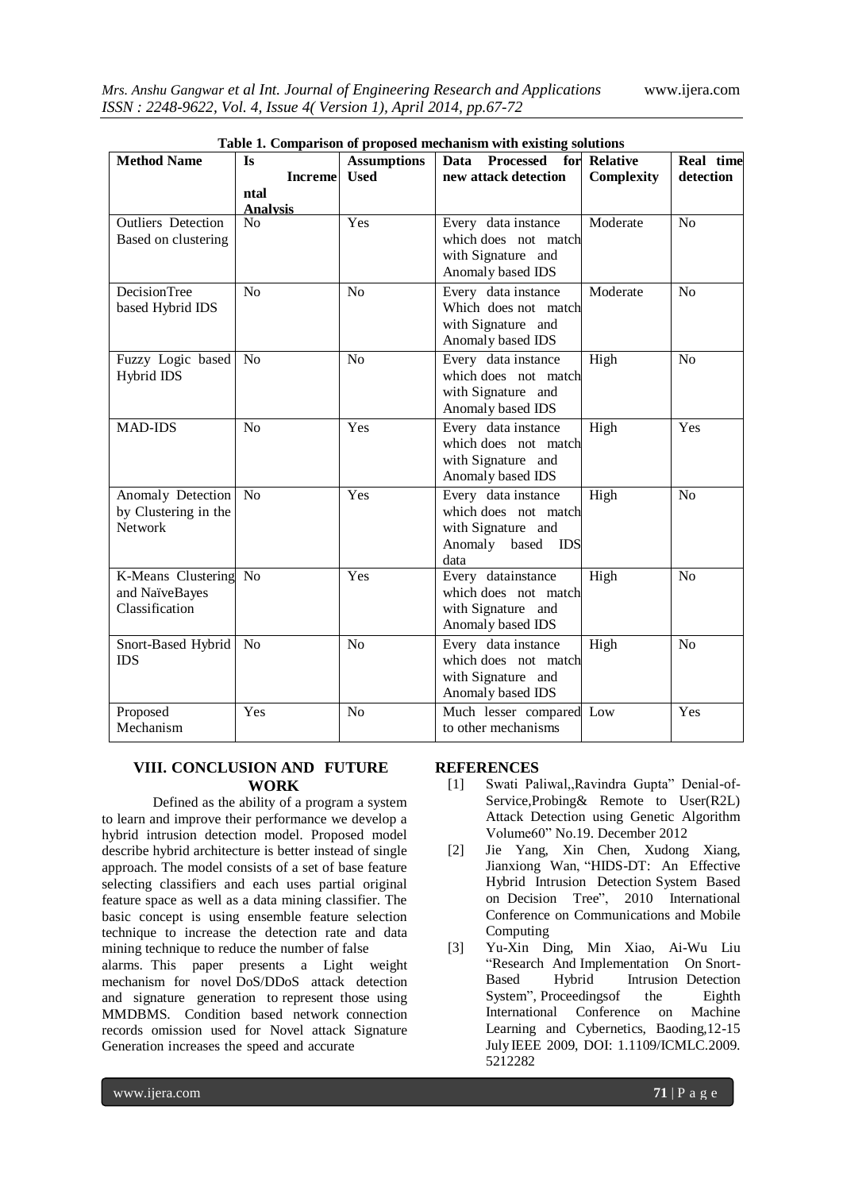**Table 1. Comparison of proposed mechanism with existing solutions**

| Method Name | Is Incremental Analysis | Assumptions Used | Data Processed for new attack detection | Relative Complexity | Real time detection |
|---|---|---|---|---|---|
| Outliers Detection Based on clustering | No | Yes | Every data instance which does not match with Signature and Anomaly based IDS | Moderate | No |
| DecisionTree based Hybrid IDS | No | No | Every data instance Which does not match with Signature and Anomaly based IDS | Moderate | No |
| Fuzzy Logic based Hybrid IDS | No | No | Every data instance which does not match with Signature and Anomaly based IDS | High | No |
| MAD-IDS | No | Yes | Every data instance which does not match with Signature and Anomaly based IDS | High | Yes |
| Anomaly Detection by Clustering in the Network | No | Yes | Every data instance which does not match with Signature and Anomaly based IDS data | High | No |
| K-Means Clustering and NaïveBayes Classification | No | Yes | Every datainstance which does not match with Signature and Anomaly based IDS | High | No |
| Snort-Based Hybrid IDS | No | No | Every data instance which does not match with Signature and Anomaly based IDS | High | No |
| Proposed Mechanism | Yes | No | Much lesser compared to other mechanisms | Low | Yes |

## VIII. CONCLUSION AND FUTURE WORK

Defined as the ability of a program a system to learn and improve their performance we develop a hybrid intrusion detection model. Proposed model describe hybrid architecture is better instead of single approach. The model consists of a set of base feature selecting classifiers and each uses partial original feature space as well as a data mining classifier. The basic concept is using ensemble feature selection technique to increase the detection rate and data mining technique to reduce the number of false alarms. This paper presents a Light weight mechanism for novel DoS/DDoS attack detection and signature generation to represent those using MMDBMS. Condition based network connection records omission used for Novel attack Signature Generation increases the speed and accurate

## REFERENCES

[1] Swati Paliwal,,Ravindra Gupta" Denial-of-Service,Probing& Remote to User(R2L) Attack Detection using Genetic Algorithm Volume60" No.19. December 2012

[2] Jie Yang, Xin Chen, Xudong Xiang, Jianxiong Wan, "HIDS-DT: An Effective Hybrid Intrusion Detection System Based on Decision Tree", 2010 International Conference on Communications and Mobile Computing

[3] Yu-Xin Ding, Min Xiao, Ai-Wu Liu "Research And Implementation On Snort-Based Hybrid Intrusion Detection System", Proceedingsof the Eighth International Conference on Machine Learning and Cybernetics, Baoding,12-15 July IEEE 2009, DOI: 1.1109/ICMLC.2009. 5212282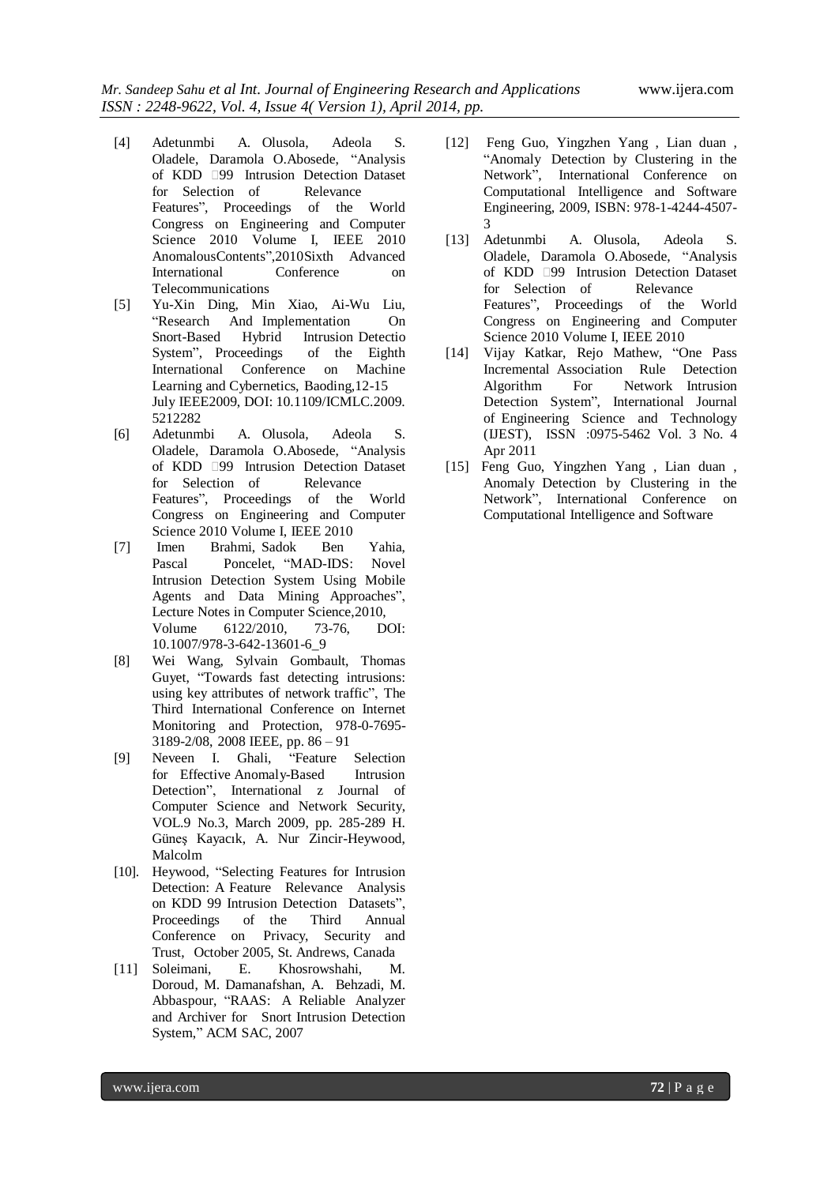[4] Adetunmbi A. Olusola, Adeola S. Oladele, Daramola O.Abosede, "Analysis of KDD 99 Intrusion Detection Dataset for Selection of Relevance Features", Proceedings of the World Congress on Engineering and Computer Science 2010 Volume I, IEEE 2010 AnomalousContents",2010Sixth Advanced International Conference on Telecommunications

[5] Yu-Xin Ding, Min Xiao, Ai-Wu Liu, "Research And Implementation On Snort-Based Hybrid Intrusion Detectio System", Proceedings of the Eighth International Conference on Machine Learning and Cybernetics, Baoding,12-15 July IEEE2009, DOI: 10.1109/ICMLC.2009. 5212282

[6] Adetunmbi A. Olusola, Adeola S. Oladele, Daramola O.Abosede, "Analysis of KDD 99 Intrusion Detection Dataset for Selection of Relevance Features", Proceedings of the World Congress on Engineering and Computer Science 2010 Volume I, IEEE 2010

[7] Imen Brahmi, Sadok Ben Yahia, Pascal Poncelet, "MAD-IDS: Novel Intrusion Detection System Using Mobile Agents and Data Mining Approaches", Lecture Notes in Computer Science,2010, Volume 6122/2010, 73-76, DOI: 10.1007/978-3-642-13601-6_9

[8] Wei Wang, Sylvain Gombault, Thomas Guyet, "Towards fast detecting intrusions: using key attributes of network traffic", The Third International Conference on Internet Monitoring and Protection, 978-0-7695-3189-2/08, 2008 IEEE, pp. 86 – 91

[9] Neveen I. Ghali, "Feature Selection for Effective Anomaly-Based Intrusion Detection", International z Journal of Computer Science and Network Security, VOL.9 No.3, March 2009, pp. 285-289 H. Güneş Kayacık, A. Nur Zincir-Heywood, Malcolm

[10]. Heywood, "Selecting Features for Intrusion Detection: A Feature Relevance Analysis on KDD 99 Intrusion Detection Datasets", Proceedings of the Third Annual Conference on Privacy, Security and Trust, October 2005, St. Andrews, Canada

[11] Soleimani, E. Khosrowshahi, M. Doroud, M. Damanafshan, A. Behzadi, M. Abbaspour, "RAAS: A Reliable Analyzer and Archiver for Snort Intrusion Detection System," ACM SAC, 2007

[12] Feng Guo, Yingzhen Yang , Lian duan , "Anomaly Detection by Clustering in the Network", International Conference on Computational Intelligence and Software Engineering, 2009, ISBN: 978-1-4244-4507-3

[13] Adetunmbi A. Olusola, Adeola S. Oladele, Daramola O.Abosede, "Analysis of KDD 99 Intrusion Detection Dataset for Selection of Relevance Features", Proceedings of the World Congress on Engineering and Computer Science 2010 Volume I, IEEE 2010

[14] Vijay Katkar, Rejo Mathew, "One Pass Incremental Association Rule Detection Algorithm For Network Intrusion Detection System", International Journal of Engineering Science and Technology (IJEST), ISSN :0975-5462 Vol. 3 No. 4 Apr 2011

[15] Feng Guo, Yingzhen Yang , Lian duan , Anomaly Detection by Clustering in the Network", International Conference on Computational Intelligence and Software